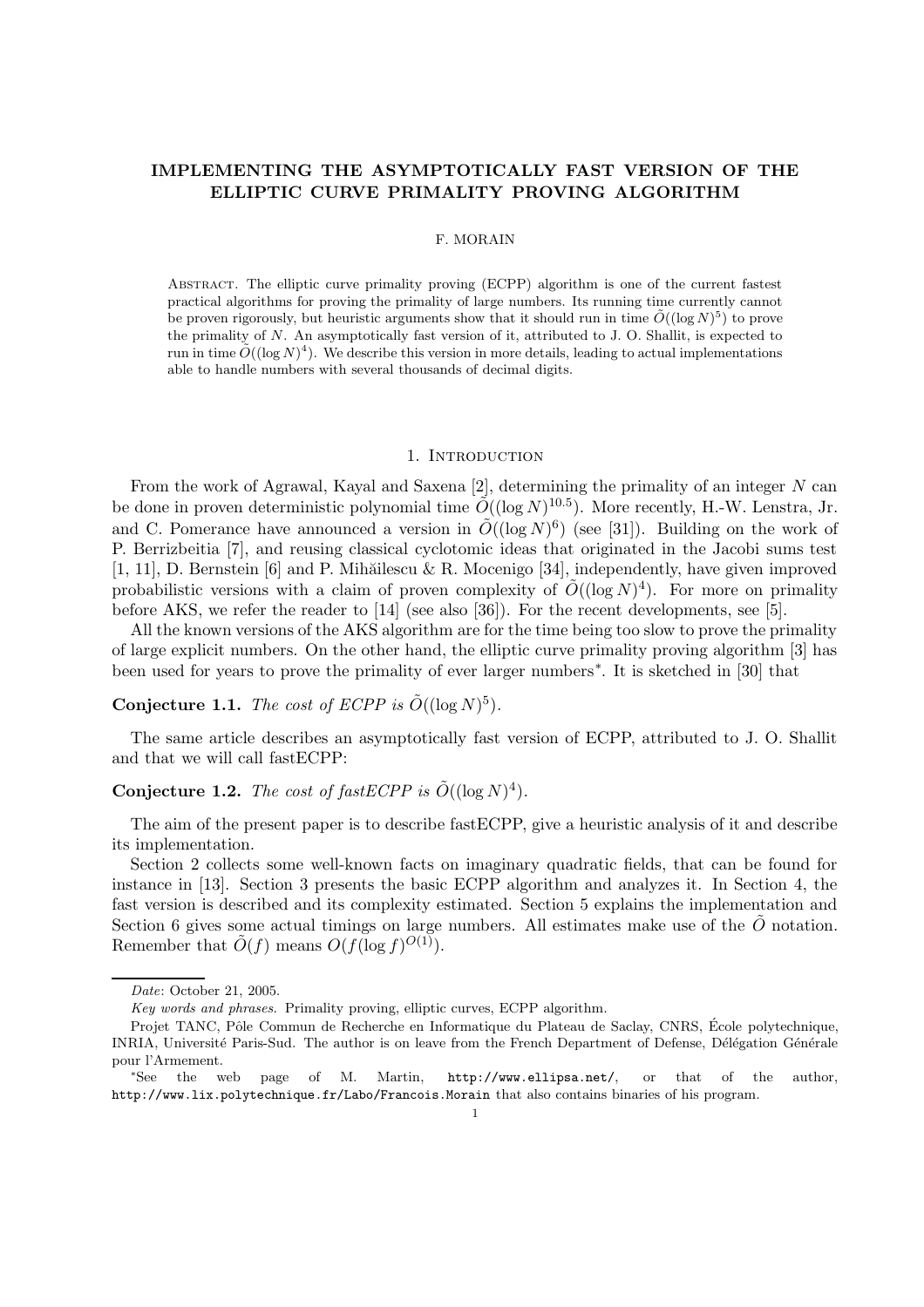# IMPLEMENTING THE ASYMPTOTICALLY FAST VERSION OF THE ELLIPTIC CURVE PRIMALITY PROVING ALGORITHM

F. MORAIN

Abstract. The elliptic curve primality proving (ECPP) algorithm is one of the current fastest practical algorithms for proving the primality of large numbers. Its running time currently cannot be proven rigorously, but heuristic arguments show that it should run in time $\tilde{O}((\log N)^5)$ to prove the primality of $N$. An asymptotically fast version of it, attributed to J. O. Shallit, is expected to run in time $\tilde{O}((\log N)^4)$. We describe this version in more details, leading to actual implementations able to handle numbers with several thousands of decimal digits.

## 1. Introduction

From the work of Agrawal, Kayal and Saxena [2], determining the primality of an integer $N$ can be done in proven deterministic polynomial time $\tilde{O}((\log N)^{10.5})$. More recently, H.-W. Lenstra, Jr. and C. Pomerance have announced a version in $\tilde{O}((\log N)^6)$ (see [31]). Building on the work of P. Berrizbeitia [7], and reusing classical cyclotomic ideas that originated in the Jacobi sums test [1, 11], D. Bernstein [6] and P. Mihăilescu & R. Mocenigo [34], independently, have given improved probabilistic versions with a claim of proven complexity of $\tilde{O}((\log N)^4)$. For more on primality before AKS, we refer the reader to [14] (see also [36]). For the recent developments, see [5].

All the known versions of the AKS algorithm are for the time being too slow to prove the primality of large explicit numbers. On the other hand, the elliptic curve primality proving algorithm [3] has been used for years to prove the primality of ever larger numbers*. It is sketched in [30] that

**Conjecture 1.1.** *The cost of ECPP is $\tilde{O}((\log N)^5)$.*

The same article describes an asymptotically fast version of ECPP, attributed to J. O. Shallit and that we will call fastECPP:

**Conjecture 1.2.** *The cost of fastECPP is $\tilde{O}((\log N)^4)$.*

The aim of the present paper is to describe fastECPP, give a heuristic analysis of it and describe its implementation.

Section 2 collects some well-known facts on imaginary quadratic fields, that can be found for instance in [13]. Section 3 presents the basic ECPP algorithm and analyzes it. In Section 4, the fast version is described and its complexity estimated. Section 5 explains the implementation and Section 6 gives some actual timings on large numbers. All estimates make use of the $\tilde{O}$ notation. Remember that $\tilde{O}(f)$ means $O(f(\log f)^{O(1)})$.

---

*Date*: October 21, 2005.

*Key words and phrases.* Primality proving, elliptic curves, ECPP algorithm.

Projet TANC, Pôle Commun de Recherche en Informatique du Plateau de Saclay, CNRS, École polytechnique, INRIA, Université Paris-Sud. The author is on leave from the French Department of Defense, Délégation Générale pour l'Armement.

*See the web page of M. Martin, `http://www.ellipsa.net/`, or that of the author, `http://www.lix.polytechnique.fr/Labo/Francois.Morain` that also contains binaries of his program.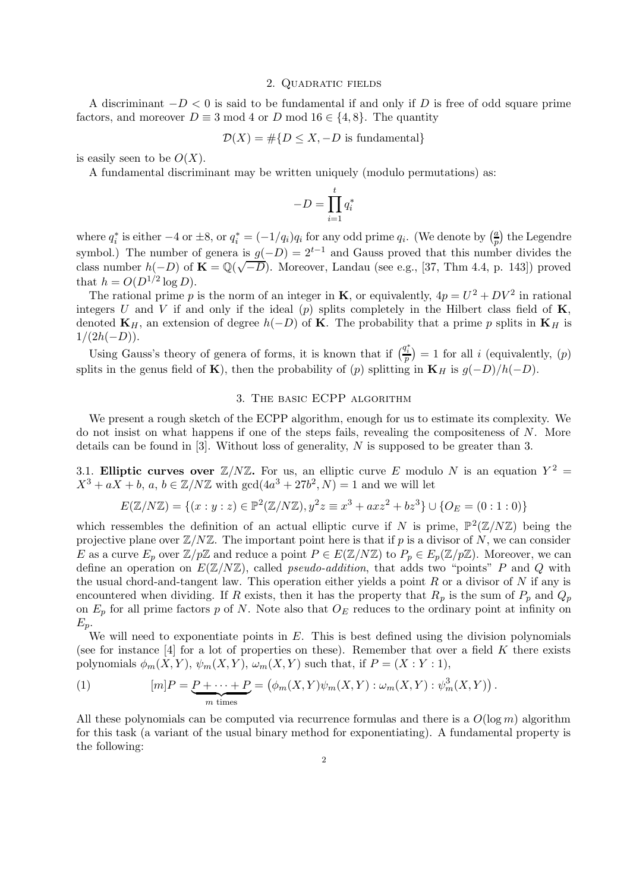## 2. Quadratic fields

A discriminant $-D < 0$ is said to be fundamental if and only if $D$ is free of odd square prime factors, and moreover $D \equiv 3 \bmod 4$ or $D \bmod 16 \in \{4, 8\}$. The quantity

$$\mathcal{D}(X) = \#\{D \leq X, -D \text{ is fundamental}\}$$

is easily seen to be $O(X)$.

A fundamental discriminant may be written uniquely (modulo permutations) as:

$$-D = \prod_{i=1}^{t} q_i^*$$

where $q_i^*$ is either $-4$ or $\pm 8$, or $q_i^* = (-1/q_i)q_i$ for any odd prime $q_i$. (We denote by $\left(\frac{a}{p}\right)$ the Legendre symbol.) The number of genera is $g(-D) = 2^{t-1}$ and Gauss proved that this number divides the class number $h(-D)$ of $\mathbf{K} = \mathbb{Q}(\sqrt{-D})$. Moreover, Landau (see e.g., [37, Thm 4.4, p. 143]) proved that $h = O(D^{1/2} \log D)$.

The rational prime $p$ is the norm of an integer in $\mathbf{K}$, or equivalently, $4p = U^2 + DV^2$ in rational integers $U$ and $V$ if and only if the ideal $(p)$ splits completely in the Hilbert class field of $\mathbf{K}$, denoted $\mathbf{K}_H$, an extension of degree $h(-D)$ of $\mathbf{K}$. The probability that a prime $p$ splits in $\mathbf{K}_H$ is $1/(2h(-D))$.

Using Gauss's theory of genera of forms, it is known that if $\left(\frac{q_i^*}{p}\right) = 1$ for all $i$ (equivalently, $(p)$ splits in the genus field of $\mathbf{K}$), then the probability of $(p)$ splitting in $\mathbf{K}_H$ is $g(-D)/h(-D)$.

## 3. The basic ECPP algorithm

We present a rough sketch of the ECPP algorithm, enough for us to estimate its complexity. We do not insist on what happens if one of the steps fails, revealing the compositeness of $N$. More details can be found in [3]. Without loss of generality, $N$ is supposed to be greater than 3.

### 3.1. Elliptic curves over $\mathbb{Z}/N\mathbb{Z}$.

For us, an elliptic curve $E$ modulo $N$ is an equation $Y^2 = X^3 + aX + b$, $a, b \in \mathbb{Z}/N\mathbb{Z}$ with $\gcd(4a^3 + 27b^2, N) = 1$ and we will let

$$E(\mathbb{Z}/N\mathbb{Z}) = \{(x : y : z) \in \mathbb{P}^2(\mathbb{Z}/N\mathbb{Z}), y^2 z \equiv x^3 + axz^2 + bz^3\} \cup \{O_E = (0 : 1 : 0)\}$$

which ressembles the definition of an actual elliptic curve if $N$ is prime, $\mathbb{P}^2(\mathbb{Z}/N\mathbb{Z})$ being the projective plane over $\mathbb{Z}/N\mathbb{Z}$. The important point here is that if $p$ is a divisor of $N$, we can consider $E$ as a curve $E_p$ over $\mathbb{Z}/p\mathbb{Z}$ and reduce a point $P \in E(\mathbb{Z}/N\mathbb{Z})$ to $P_p \in E_p(\mathbb{Z}/p\mathbb{Z})$. Moreover, we can define an operation on $E(\mathbb{Z}/N\mathbb{Z})$, called *pseudo-addition*, that adds two "points" $P$ and $Q$ with the usual chord-and-tangent law. This operation either yields a point $R$ or a divisor of $N$ if any is encountered when dividing. If $R$ exists, then it has the property that $R_p$ is the sum of $P_p$ and $Q_p$ on $E_p$ for all prime factors $p$ of $N$. Note also that $O_E$ reduces to the ordinary point at infinity on $E_p$.

We will need to exponentiate points in $E$. This is best defined using the division polynomials (see for instance [4] for a lot of properties on these). Remember that over a field $K$ there exists polynomials $\phi_m(X,Y)$, $\psi_m(X,Y)$, $\omega_m(X,Y)$ such that, if $P = (X : Y : 1)$,

$$[m]P = \underbrace{P + \cdots + P}_{m \text{ times}} = \left(\phi_m(X,Y)\psi_m(X,Y) : \omega_m(X,Y) : \psi_m^3(X,Y)\right). \tag{1}$$

All these polynomials can be computed via recurrence formulas and there is a $O(\log m)$ algorithm for this task (a variant of the usual binary method for exponentiating). A fundamental property is the following: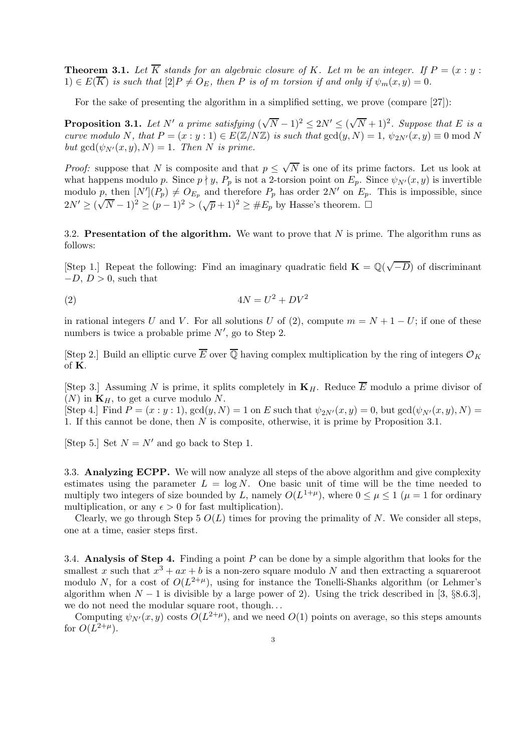**Theorem 3.1.** *Let $\overline{K}$ stands for an algebraic closure of $K$. Let $m$ be an integer. If $P = (x : y : 1) \in E(\overline{K})$ is such that $[2]P \neq O_E$, then $P$ is of $m$ torsion if and only if $\psi_m(x, y) = 0$.*

For the sake of presenting the algorithm in a simplified setting, we prove (compare [27]):

**Proposition 3.1.** *Let $N'$ a prime satisfying $(\sqrt{N} - 1)^2 \leq 2N' \leq (\sqrt{N} + 1)^2$. Suppose that $E$ is a curve modulo $N$, that $P = (x : y : 1) \in E(\mathbb{Z}/N\mathbb{Z})$ is such that $\gcd(y, N) = 1$, $\psi_{2N'}(x, y) \equiv 0 \bmod N$ but $\gcd(\psi_{N'}(x, y), N) = 1$. Then $N$ is prime.*

*Proof:* suppose that $N$ is composite and that $p \leq \sqrt{N}$ is one of its prime factors. Let us look at what happens modulo $p$. Since $p \nmid y$, $P_p$ is not a 2-torsion point on $E_p$. Since $\psi_{N'}(x, y)$ is invertible modulo $p$, then $[N'](P_p) \neq O_{E_p}$ and therefore $P_p$ has order $2N'$ on $E_p$. This is impossible, since $2N' \geq (\sqrt{N} - 1)^2 \geq (p - 1)^2 > (\sqrt{p} + 1)^2 \geq \#E_p$ by Hasse's theorem. $\square$

3.2. **Presentation of the algorithm.** We want to prove that $N$ is prime. The algorithm runs as follows:

[Step 1.] Repeat the following: Find an imaginary quadratic field $\mathbf{K} = \mathbb{Q}(\sqrt{-D})$ of discriminant $-D$, $D > 0$, such that

$$4N = U^2 + DV^2 \tag{2}$$

in rational integers $U$ and $V$. For all solutions $U$ of (2), compute $m = N + 1 - U$; if one of these numbers is twice a probable prime $N'$, go to Step 2.

[Step 2.] Build an elliptic curve $\overline{E}$ over $\overline{\mathbb{Q}}$ having complex multiplication by the ring of integers $\mathcal{O}_K$ of $\mathbf{K}$.

[Step 3.] Assuming $N$ is prime, it splits completely in $\mathbf{K}_H$. Reduce $\overline{E}$ modulo a prime divisor of $(N)$ in $\mathbf{K}_H$, to get a curve modulo $N$.

[Step 4.] Find $P = (x : y : 1)$, $\gcd(y, N) = 1$ on $E$ such that $\psi_{2N'}(x, y) = 0$, but $\gcd(\psi_{N'}(x, y), N) = 1$. If this cannot be done, then $N$ is composite, otherwise, it is prime by Proposition 3.1.

[Step 5.] Set $N = N'$ and go back to Step 1.

3.3. **Analyzing ECPP.** We will now analyze all steps of the above algorithm and give complexity estimates using the parameter $L = \log N$. One basic unit of time will be the time needed to multiply two integers of size bounded by $L$, namely $O(L^{1+\mu})$, where $0 \leq \mu \leq 1$ ($\mu = 1$ for ordinary multiplication, or any $\epsilon > 0$ for fast multiplication).

Clearly, we go through Step 5 $O(L)$ times for proving the primality of $N$. We consider all steps, one at a time, easier steps first.

3.4. **Analysis of Step 4.** Finding a point $P$ can be done by a simple algorithm that looks for the smallest $x$ such that $x^3 + ax + b$ is a non-zero square modulo $N$ and then extracting a squareroot modulo $N$, for a cost of $O(L^{2+\mu})$, using for instance the Tonelli-Shanks algorithm (or Lehmer's algorithm when $N - 1$ is divisible by a large power of 2). Using the trick described in [3, §8.6.3], we do not need the modular square root, though...

Computing $\psi_{N'}(x, y)$ costs $O(L^{2+\mu})$, and we need $O(1)$ points on average, so this steps amounts for $O(L^{2+\mu})$.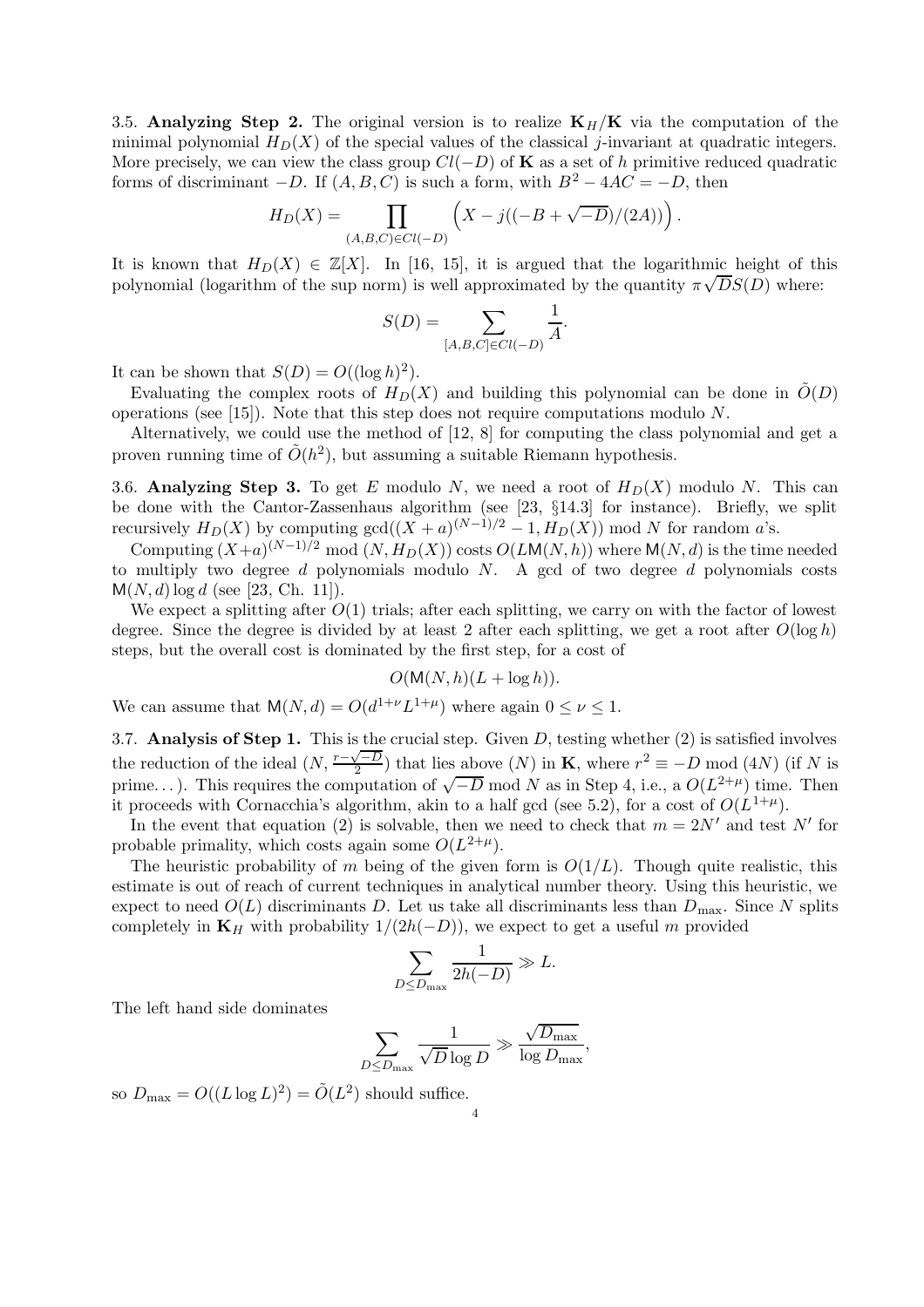3.5. **Analyzing Step 2.** The original version is to realize $\mathbf{K}_H/\mathbf{K}$ via the computation of the minimal polynomial $H_D(X)$ of the special values of the classical $j$-invariant at quadratic integers. More precisely, we can view the class group $Cl(-D)$ of $\mathbf{K}$ as a set of $h$ primitive reduced quadratic forms of discriminant $-D$. If $(A, B, C)$ is such a form, with $B^2 - 4AC = -D$, then

$$H_D(X) = \prod_{(A,B,C) \in Cl(-D)} \left( X - j((-B + \sqrt{-D})/(2A)) \right).$$

It is known that $H_D(X) \in \mathbb{Z}[X]$. In [16, 15], it is argued that the logarithmic height of this polynomial (logarithm of the sup norm) is well approximated by the quantity $\pi\sqrt{D}S(D)$ where:

$$S(D) = \sum_{[A,B,C] \in Cl(-D)} \frac{1}{A}.$$

It can be shown that $S(D) = O((\log h)^2)$.

Evaluating the complex roots of $H_D(X)$ and building this polynomial can be done in $\tilde{O}(D)$ operations (see [15]). Note that this step does not require computations modulo $N$.

Alternatively, we could use the method of [12, 8] for computing the class polynomial and get a proven running time of $\tilde{O}(h^2)$, but assuming a suitable Riemann hypothesis.

3.6. **Analyzing Step 3.** To get $E$ modulo $N$, we need a root of $H_D(X)$ modulo $N$. This can be done with the Cantor-Zassenhaus algorithm (see [23, §14.3] for instance). Briefly, we split recursively $H_D(X)$ by computing $\gcd((X+a)^{(N-1)/2} - 1, H_D(X)) \bmod N$ for random $a$'s.

Computing $(X+a)^{(N-1)/2} \bmod (N, H_D(X))$ costs $O(L\mathsf{M}(N, h))$ where $\mathsf{M}(N, d)$ is the time needed to multiply two degree $d$ polynomials modulo $N$. A gcd of two degree $d$ polynomials costs $\mathsf{M}(N, d) \log d$ (see [23, Ch. 11]).

We expect a splitting after $O(1)$ trials; after each splitting, we carry on with the factor of lowest degree. Since the degree is divided by at least 2 after each splitting, we get a root after $O(\log h)$ steps, but the overall cost is dominated by the first step, for a cost of

$$O(\mathsf{M}(N, h)(L + \log h)).$$

We can assume that $\mathsf{M}(N, d) = O(d^{1+\nu} L^{1+\mu})$ where again $0 \le \nu \le 1$.

3.7. **Analysis of Step 1.** This is the crucial step. Given $D$, testing whether (2) is satisfied involves the reduction of the ideal $(N, \frac{r - \sqrt{-D}}{2})$ that lies above $(N)$ in $\mathbf{K}$, where $r^2 \equiv -D \bmod (4N)$ (if $N$ is prime...). This requires the computation of $\sqrt{-D} \bmod N$ as in Step 4, i.e., a $O(L^{2+\mu})$ time. Then it proceeds with Cornacchia's algorithm, akin to a half gcd (see 5.2), for a cost of $O(L^{1+\mu})$.

In the event that equation (2) is solvable, then we need to check that $m = 2N'$ and test $N'$ for probable primality, which costs again some $O(L^{2+\mu})$.

The heuristic probability of $m$ being of the given form is $O(1/L)$. Though quite realistic, this estimate is out of reach of current techniques in analytical number theory. Using this heuristic, we expect to need $O(L)$ discriminants $D$. Let us take all discriminants less than $D_{\max}$. Since $N$ splits completely in $\mathbf{K}_H$ with probability $1/(2h(-D))$, we expect to get a useful $m$ provided

$$\sum_{D \le D_{\max}} \frac{1}{2h(-D)} \gg L.$$

The left hand side dominates

$$\sum_{D \le D_{\max}} \frac{1}{\sqrt{D} \log D} \gg \frac{\sqrt{D_{\max}}}{\log D_{\max}},$$

so $D_{\max} = O((L \log L)^2) = \tilde{O}(L^2)$ should suffice.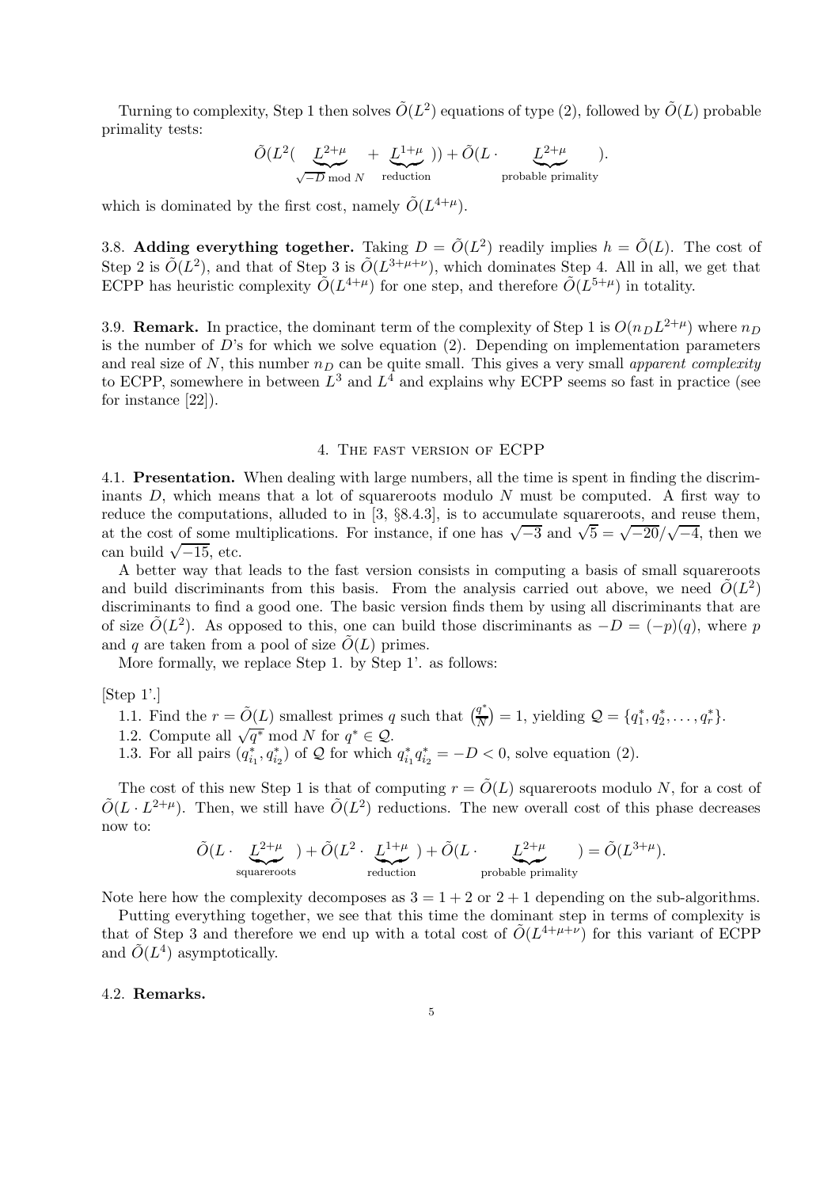Turning to complexity, Step 1 then solves $\tilde{O}(L^2)$ equations of type (2), followed by $\tilde{O}(L)$ probable primality tests:

$$\tilde{O}(L^2(\underbrace{L^{2+\mu}}_{\sqrt{-D} \bmod N} + \underbrace{L^{1+\mu}}_{\text{reduction}})) + \tilde{O}(L \cdot \underbrace{L^{2+\mu}}_{\text{probable primality}}).$$

which is dominated by the first cost, namely $\tilde{O}(L^{4+\mu})$.

**3.8. Adding everything together.** Taking $D = \tilde{O}(L^2)$ readily implies $h = \tilde{O}(L)$. The cost of Step 2 is $\tilde{O}(L^2)$, and that of Step 3 is $\tilde{O}(L^{3+\mu+\nu})$, which dominates Step 4. All in all, we get that ECPP has heuristic complexity $\tilde{O}(L^{4+\mu})$ for one step, and therefore $\tilde{O}(L^{5+\mu})$ in totality.

**3.9. Remark.** In practice, the dominant term of the complexity of Step 1 is $O(n_D L^{2+\mu})$ where $n_D$ is the number of $D$'s for which we solve equation (2). Depending on implementation parameters and real size of $N$, this number $n_D$ can be quite small. This gives a very small *apparent complexity* to ECPP, somewhere in between $L^3$ and $L^4$ and explains why ECPP seems so fast in practice (see for instance [22]).

## 4. The fast version of ECPP

**4.1. Presentation.** When dealing with large numbers, all the time is spent in finding the discriminants $D$, which means that a lot of squareroots modulo $N$ must be computed. A first way to reduce the computations, alluded to in [3, §8.4.3], is to accumulate squareroots, and reuse them, at the cost of some multiplications. For instance, if one has $\sqrt{-3}$ and $\sqrt{5} = \sqrt{-20}/\sqrt{-4}$, then we can build $\sqrt{-15}$, etc.

A better way that leads to the fast version consists in computing a basis of small squareroots and build discriminants from this basis. From the analysis carried out above, we need $\tilde{O}(L^2)$ discriminants to find a good one. The basic version finds them by using all discriminants that are of size $\tilde{O}(L^2)$. As opposed to this, one can build those discriminants as $-D = (-p)(q)$, where $p$ and $q$ are taken from a pool of size $\tilde{O}(L)$ primes.

More formally, we replace Step 1. by Step 1'. as follows:

[Step 1'.]

1.1. Find the $r = \tilde{O}(L)$ smallest primes $q$ such that $\left(\frac{q^*}{N}\right) = 1$, yielding $\mathcal{Q} = \{q_1^*, q_2^*, \ldots, q_r^*\}$.
1.2. Compute all $\sqrt{q^*} \bmod N$ for $q^* \in \mathcal{Q}$.
1.3. For all pairs $(q_{i_1}^*, q_{i_2}^*)$ of $\mathcal{Q}$ for which $q_{i_1}^* q_{i_2}^* = -D < 0$, solve equation (2).

The cost of this new Step 1 is that of computing $r = \tilde{O}(L)$ squareroots modulo $N$, for a cost of $\tilde{O}(L \cdot L^{2+\mu})$. Then, we still have $\tilde{O}(L^2)$ reductions. The new overall cost of this phase decreases now to:

$$\tilde{O}(L \cdot \underbrace{L^{2+\mu}}_{\text{squareroots}}) + \tilde{O}(L^2 \cdot \underbrace{L^{1+\mu}}_{\text{reduction}}) + \tilde{O}(L \cdot \underbrace{L^{2+\mu}}_{\text{probable primality}}) = \tilde{O}(L^{3+\mu}).$$

Note here how the complexity decomposes as $3 = 1 + 2$ or $2 + 1$ depending on the sub-algorithms.

Putting everything together, we see that this time the dominant step in terms of complexity is that of Step 3 and therefore we end up with a total cost of $\tilde{O}(L^{4+\mu+\nu})$ for this variant of ECPP and $\tilde{O}(L^4)$ asymptotically.

**4.2. Remarks.**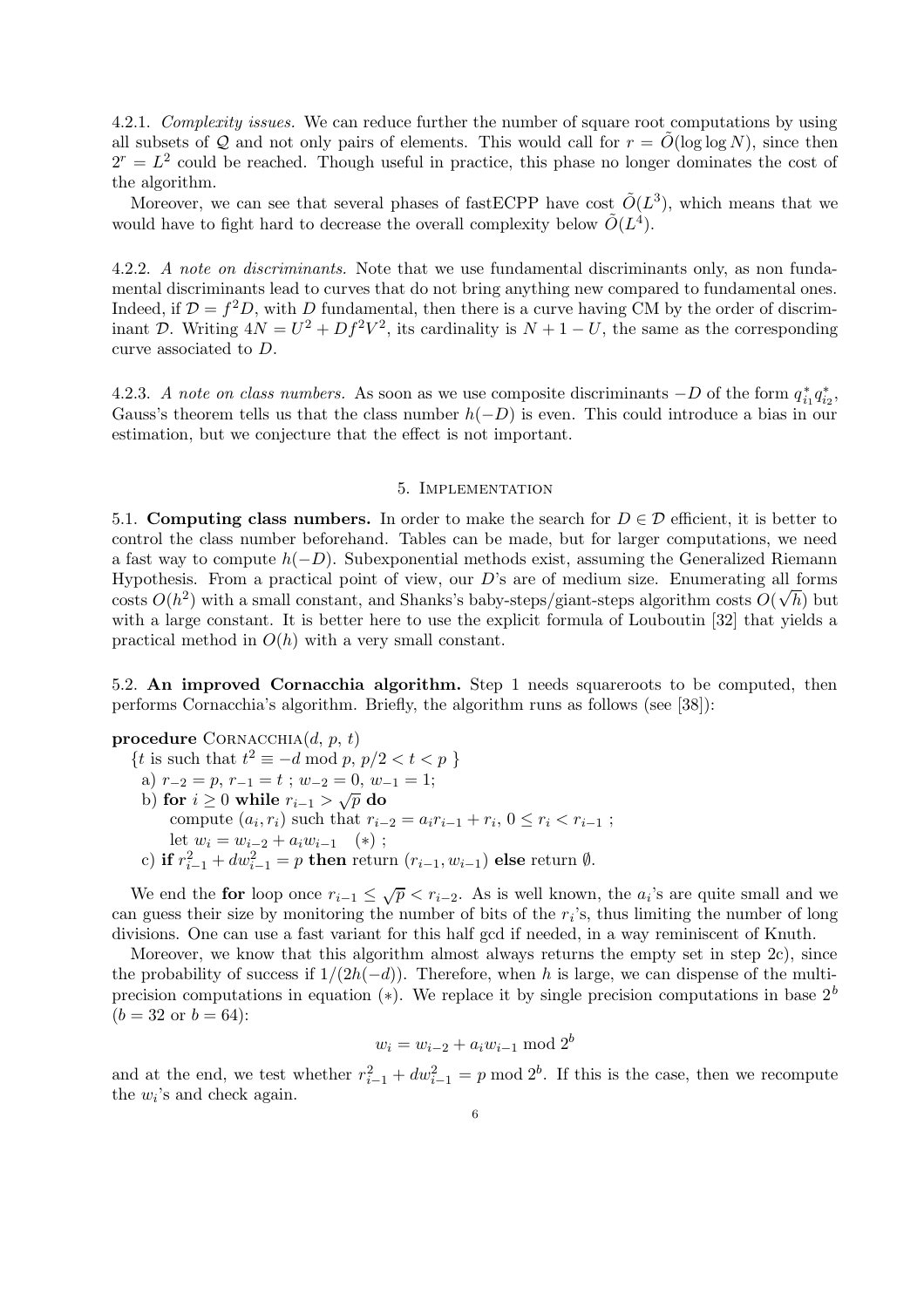4.2.1. *Complexity issues.* We can reduce further the number of square root computations by using all subsets of $\mathcal{Q}$ and not only pairs of elements. This would call for $r = \tilde{O}(\log\log N)$, since then $2^r = L^2$ could be reached. Though useful in practice, this phase no longer dominates the cost of the algorithm.

Moreover, we can see that several phases of fastECPP have cost $\tilde{O}(L^3)$, which means that we would have to fight hard to decrease the overall complexity below $\tilde{O}(L^4)$.

4.2.2. *A note on discriminants.* Note that we use fundamental discriminants only, as non fundamental discriminants lead to curves that do not bring anything new compared to fundamental ones. Indeed, if $\mathcal{D} = f^2 D$, with $D$ fundamental, then there is a curve having CM by the order of discriminant $\mathcal{D}$. Writing $4N = U^2 + Df^2V^2$, its cardinality is $N + 1 - U$, the same as the corresponding curve associated to $D$.

4.2.3. *A note on class numbers.* As soon as we use composite discriminants $-D$ of the form $q_{i_1}^* q_{i_2}^*$, Gauss's theorem tells us that the class number $h(-D)$ is even. This could introduce a bias in our estimation, but we conjecture that the effect is not important.

## 5. Implementation

**5.1. Computing class numbers.** In order to make the search for $D \in \mathcal{D}$ efficient, it is better to control the class number beforehand. Tables can be made, but for larger computations, we need a fast way to compute $h(-D)$. Subexponential methods exist, assuming the Generalized Riemann Hypothesis. From a practical point of view, our $D$'s are of medium size. Enumerating all forms costs $O(h^2)$ with a small constant, and Shanks's baby-steps/giant-steps algorithm costs $O(\sqrt{h})$ but with a large constant. It is better here to use the explicit formula of Louboutin [32] that yields a practical method in $O(h)$ with a very small constant.

**5.2. An improved Cornacchia algorithm.** Step 1 needs squareroots to be computed, then performs Cornacchia's algorithm. Briefly, the algorithm runs as follows (see [38]):

**procedure** Cornacchia($d$, $p$, $t$)
  {$t$ is such that $t^2 \equiv -d \bmod p$, $p/2 < t < p$ }
  a) $r_{-2} = p$, $r_{-1} = t$ ; $w_{-2} = 0$, $w_{-1} = 1$;
  b) **for** $i \geq 0$ **while** $r_{i-1} > \sqrt{p}$ **do**
    compute $(a_i, r_i)$ such that $r_{i-2} = a_i r_{i-1} + r_i$, $0 \leq r_i < r_{i-1}$ ;
    let $w_i = w_{i-2} + a_i w_{i-1}$  $(*)$ ;
  c) **if** $r_{i-1}^2 + d w_{i-1}^2 = p$ **then** return $(r_{i-1}, w_{i-1})$ **else** return $\emptyset$.

We end the **for** loop once $r_{i-1} \leq \sqrt{p} < r_{i-2}$. As is well known, the $a_i$'s are quite small and we can guess their size by monitoring the number of bits of the $r_i$'s, thus limiting the number of long divisions. One can use a fast variant for this half gcd if needed, in a way reminiscent of Knuth.

Moreover, we know that this algorithm almost always returns the empty set in step 2c), since the probability of success if $1/(2h(-d))$. Therefore, when $h$ is large, we can dispense of the multiprecision computations in equation $(*)$. We replace it by single precision computations in base $2^b$ ($b = 32$ or $b = 64$):

$$w_i = w_{i-2} + a_i w_{i-1} \bmod 2^b$$

and at the end, we test whether $r_{i-1}^2 + d w_{i-1}^2 = p \bmod 2^b$. If this is the case, then we recompute the $w_i$'s and check again.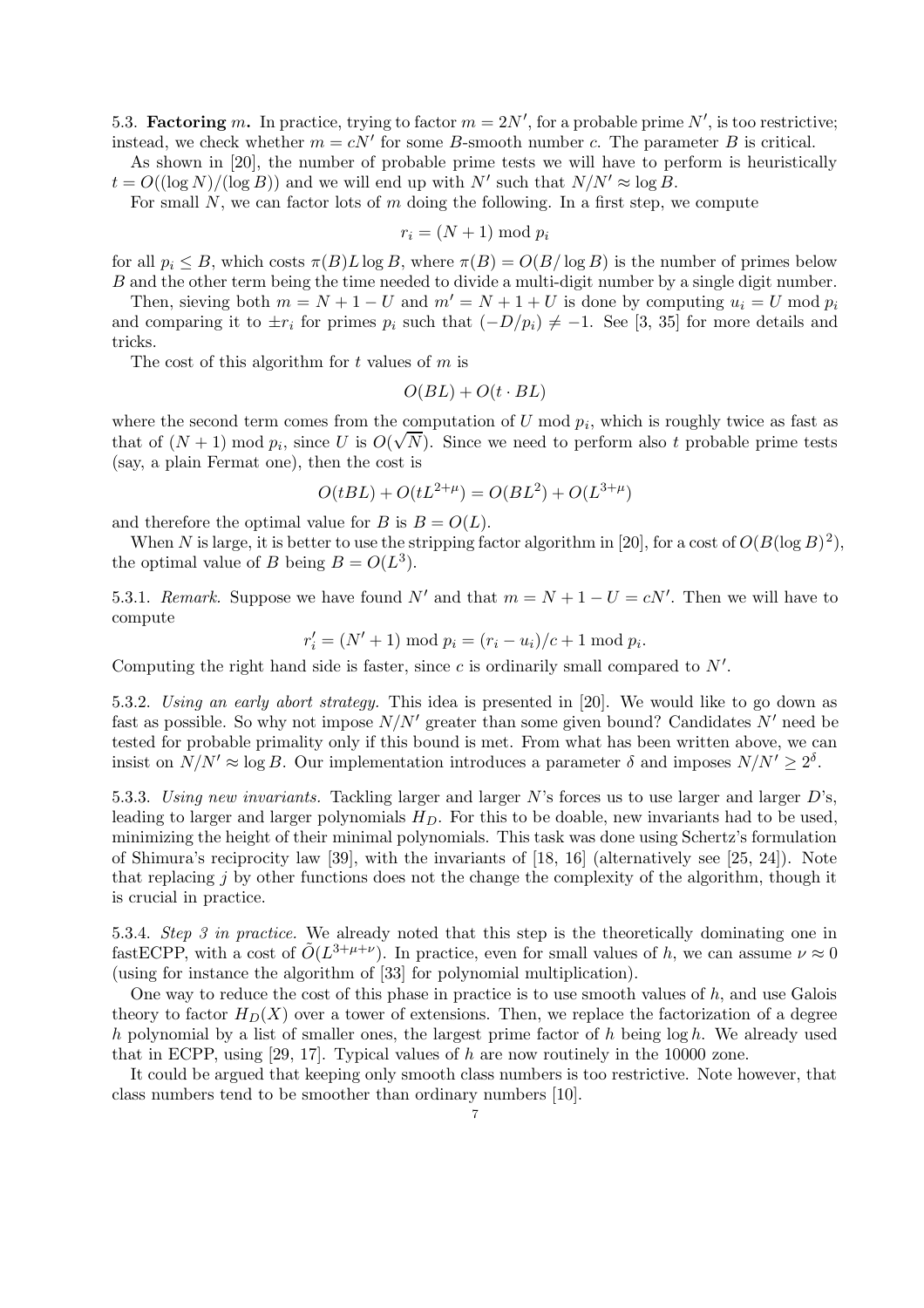5.3. **Factoring $m$.** In practice, trying to factor $m = 2N'$, for a probable prime $N'$, is too restrictive; instead, we check whether $m = cN'$ for some $B$-smooth number $c$. The parameter $B$ is critical.

As shown in [20], the number of probable prime tests we will have to perform is heuristically $t = O((\log N)/(\log B))$ and we will end up with $N'$ such that $N/N' \approx \log B$.

For small $N$, we can factor lots of $m$ doing the following. In a first step, we compute

$$r_i = (N + 1) \bmod p_i$$

for all $p_i \leq B$, which costs $\pi(B)L \log B$, where $\pi(B) = O(B/\log B)$ is the number of primes below $B$ and the other term being the time needed to divide a multi-digit number by a single digit number.

Then, sieving both $m = N + 1 - U$ and $m' = N + 1 + U$ is done by computing $u_i = U \bmod p_i$ and comparing it to $\pm r_i$ for primes $p_i$ such that $(-D/p_i) \neq -1$. See [3, 35] for more details and tricks.

The cost of this algorithm for $t$ values of $m$ is

$$O(BL) + O(t \cdot BL)$$

where the second term comes from the computation of $U \bmod p_i$, which is roughly twice as fast as that of $(N + 1) \bmod p_i$, since $U$ is $O(\sqrt{N})$. Since we need to perform also $t$ probable prime tests (say, a plain Fermat one), then the cost is

$$O(tBL) + O(tL^{2+\mu}) = O(BL^2) + O(L^{3+\mu})$$

and therefore the optimal value for $B$ is $B = O(L)$.

When $N$ is large, it is better to use the stripping factor algorithm in [20], for a cost of $O(B(\log B)^2)$, the optimal value of $B$ being $B = O(L^3)$.

5.3.1. *Remark.* Suppose we have found $N'$ and that $m = N + 1 - U = cN'$. Then we will have to compute

$$r'_i = (N' + 1) \bmod p_i = (r_i - u_i)/c + 1 \bmod p_i.$$

Computing the right hand side is faster, since $c$ is ordinarily small compared to $N'$.

5.3.2. *Using an early abort strategy.* This idea is presented in [20]. We would like to go down as fast as possible. So why not impose $N/N'$ greater than some given bound? Candidates $N'$ need be tested for probable primality only if this bound is met. From what has been written above, we can insist on $N/N' \approx \log B$. Our implementation introduces a parameter $\delta$ and imposes $N/N' \geq 2^\delta$.

5.3.3. *Using new invariants.* Tackling larger and larger $N$'s forces us to use larger and larger $D$'s, leading to larger and larger polynomials $H_D$. For this to be doable, new invariants had to be used, minimizing the height of their minimal polynomials. This task was done using Schertz's formulation of Shimura's reciprocity law [39], with the invariants of [18, 16] (alternatively see [25, 24]). Note that replacing $j$ by other functions does not the change the complexity of the algorithm, though it is crucial in practice.

5.3.4. *Step 3 in practice.* We already noted that this step is the theoretically dominating one in fastECPP, with a cost of $\tilde{O}(L^{3+\mu+\nu})$. In practice, even for small values of $h$, we can assume $\nu \approx 0$ (using for instance the algorithm of [33] for polynomial multiplication).

One way to reduce the cost of this phase in practice is to use smooth values of $h$, and use Galois theory to factor $H_D(X)$ over a tower of extensions. Then, we replace the factorization of a degree $h$ polynomial by a list of smaller ones, the largest prime factor of $h$ being $\log h$. We already used that in ECPP, using [29, 17]. Typical values of $h$ are now routinely in the 10000 zone.

It could be argued that keeping only smooth class numbers is too restrictive. Note however, that class numbers tend to be smoother than ordinary numbers [10].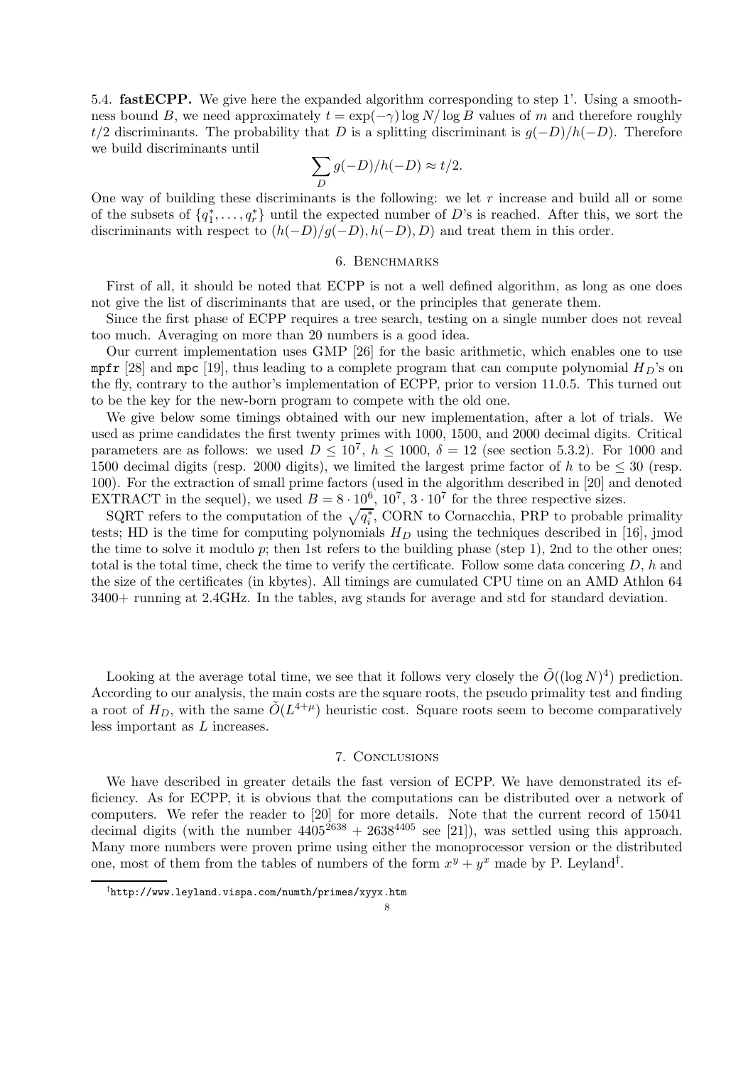5.4. **fastECPP.** We give here the expanded algorithm corresponding to step 1'. Using a smoothness bound $B$, we need approximately $t = \exp(-\gamma)\log N/\log B$ values of $m$ and therefore roughly $t/2$ discriminants. The probability that $D$ is a splitting discriminant is $g(-D)/h(-D)$. Therefore we build discriminants until

$$\sum_D g(-D)/h(-D) \approx t/2.$$

One way of building these discriminants is the following: we let $r$ increase and build all or some of the subsets of $\{q_1^*, \ldots, q_r^*\}$ until the expected number of $D$'s is reached. After this, we sort the discriminants with respect to $(h(-D)/g(-D), h(-D), D)$ and treat them in this order.

## 6. Benchmarks

First of all, it should be noted that ECPP is not a well defined algorithm, as long as one does not give the list of discriminants that are used, or the principles that generate them.

Since the first phase of ECPP requires a tree search, testing on a single number does not reveal too much. Averaging on more than 20 numbers is a good idea.

Our current implementation uses GMP [26] for the basic arithmetic, which enables one to use `mpfr` [28] and `mpc` [19], thus leading to a complete program that can compute polynomial $H_D$'s on the fly, contrary to the author's implementation of ECPP, prior to version 11.0.5. This turned out to be the key for the new-born program to compete with the old one.

We give below some timings obtained with our new implementation, after a lot of trials. We used as prime candidates the first twenty primes with 1000, 1500, and 2000 decimal digits. Critical parameters are as follows: we used $D \leq 10^7$, $h \leq 1000$, $\delta = 12$ (see section 5.3.2). For 1000 and 1500 decimal digits (resp. 2000 digits), we limited the largest prime factor of $h$ to be $\leq 30$ (resp. 100). For the extraction of small prime factors (used in the algorithm described in [20] and denoted EXTRACT in the sequel), we used $B = 8 \cdot 10^6$, $10^7$, $3 \cdot 10^7$ for the three respective sizes.

SQRT refers to the computation of the $\sqrt{q_i^*}$, CORN to Cornacchia, PRP to probable primality tests; HD is the time for computing polynomials $H_D$ using the techniques described in [16], jmod the time to solve it modulo $p$; then 1st refers to the building phase (step 1), 2nd to the other ones; total is the total time, check the time to verify the certificate. Follow some data concering $D$, $h$ and the size of the certificates (in kbytes). All timings are cumulated CPU time on an AMD Athlon 64 3400+ running at 2.4GHz. In the tables, avg stands for average and std for standard deviation.

Looking at the average total time, we see that it follows very closely the $\tilde{O}((\log N)^4)$ prediction. According to our analysis, the main costs are the square roots, the pseudo primality test and finding a root of $H_D$, with the same $\tilde{O}(L^{4+\mu})$ heuristic cost. Square roots seem to become comparatively less important as $L$ increases.

## 7. Conclusions

We have described in greater details the fast version of ECPP. We have demonstrated its efficiency. As for ECPP, it is obvious that the computations can be distributed over a network of computers. We refer the reader to [20] for more details. Note that the current record of 15041 decimal digits (with the number $4405^{2638} + 2638^{4405}$ see [21]), was settled using this approach. Many more numbers were proven prime using either the monoprocessor version or the distributed one, most of them from the tables of numbers of the form $x^y + y^x$ made by P. Leyland[†].

[†] http://www.leyland.vispa.com/numth/primes/xyyx.htm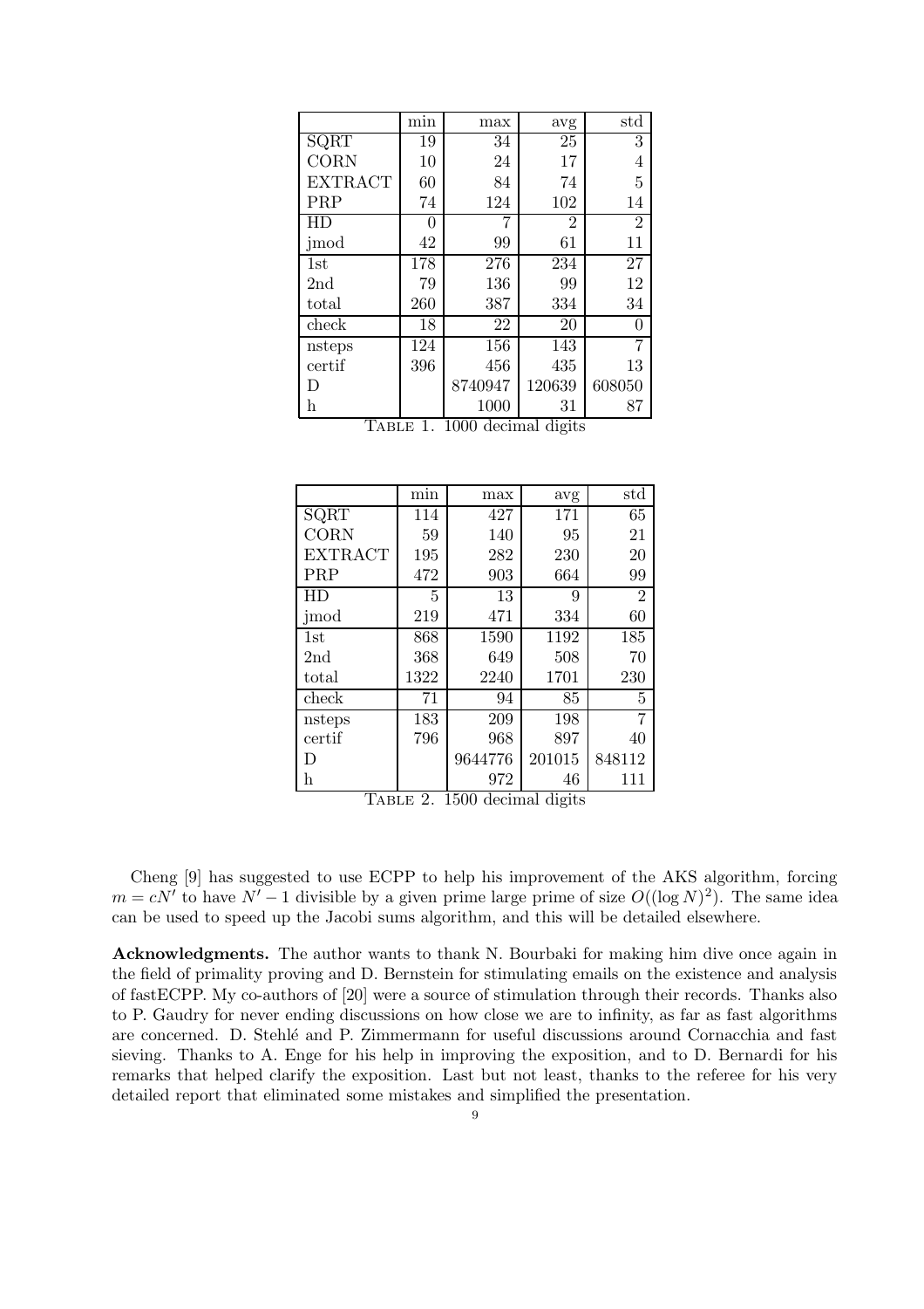|  | min | max | avg | std |
| --- | --- | --- | --- | --- |
| SQRT | 19 | 34 | 25 | 3 |
| CORN | 10 | 24 | 17 | 4 |
| EXTRACT | 60 | 84 | 74 | 5 |
| PRP | 74 | 124 | 102 | 14 |
| HD | 0 | 7 | 2 | 2 |
| jmod | 42 | 99 | 61 | 11 |
| 1st | 178 | 276 | 234 | 27 |
| 2nd | 79 | 136 | 99 | 12 |
| total | 260 | 387 | 334 | 34 |
| check | 18 | 22 | 20 | 0 |
| nsteps | 124 | 156 | 143 | 7 |
| certif | 396 | 456 | 435 | 13 |
| D |  | 8740947 | 120639 | 608050 |
| h |  | 1000 | 31 | 87 |

Table 1. 1000 decimal digits

|  | min | max | avg | std |
| --- | --- | --- | --- | --- |
| SQRT | 114 | 427 | 171 | 65 |
| CORN | 59 | 140 | 95 | 21 |
| EXTRACT | 195 | 282 | 230 | 20 |
| PRP | 472 | 903 | 664 | 99 |
| HD | 5 | 13 | 9 | 2 |
| jmod | 219 | 471 | 334 | 60 |
| 1st | 868 | 1590 | 1192 | 185 |
| 2nd | 368 | 649 | 508 | 70 |
| total | 1322 | 2240 | 1701 | 230 |
| check | 71 | 94 | 85 | 5 |
| nsteps | 183 | 209 | 198 | 7 |
| certif | 796 | 968 | 897 | 40 |
| D |  | 9644776 | 201015 | 848112 |
| h |  | 972 | 46 | 111 |

Table 2. 1500 decimal digits

Cheng [9] has suggested to use ECPP to help his improvement of the AKS algorithm, forcing $m = cN'$ to have $N' - 1$ divisible by a given prime large prime of size $O((\log N)^2)$. The same idea can be used to speed up the Jacobi sums algorithm, and this will be detailed elsewhere.

**Acknowledgments.** The author wants to thank N. Bourbaki for making him dive once again in the field of primality proving and D. Bernstein for stimulating emails on the existence and analysis of fastECPP. My co-authors of [20] were a source of stimulation through their records. Thanks also to P. Gaudry for never ending discussions on how close we are to infinity, as far as fast algorithms are concerned. D. Stehlé and P. Zimmermann for useful discussions around Cornacchia and fast sieving. Thanks to A. Enge for his help in improving the exposition, and to D. Bernardi for his remarks that helped clarify the exposition. Last but not least, thanks to the referee for his very detailed report that eliminated some mistakes and simplified the presentation.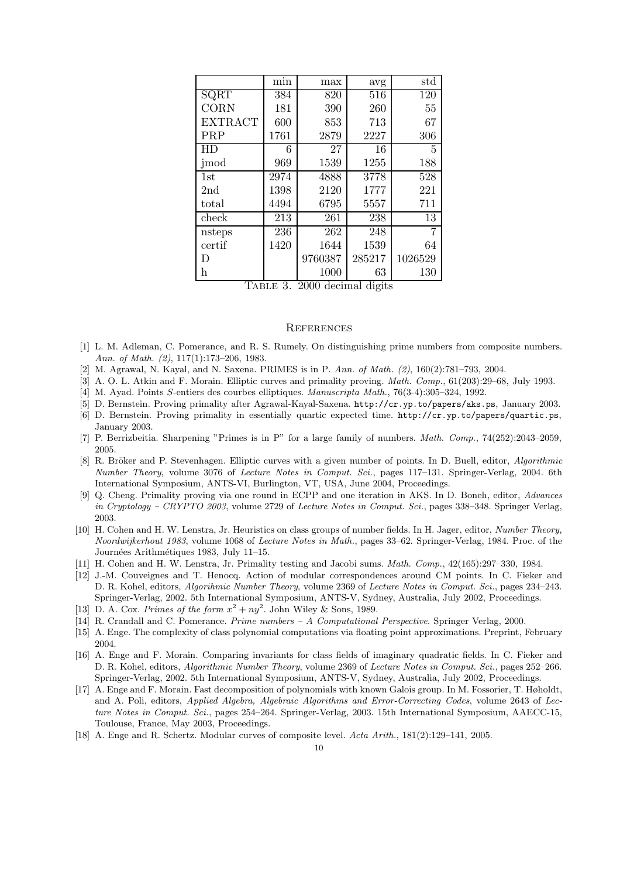| | min | max | avg | std |
|---|---|---|---|---|
| SQRT | 384 | 820 | 516 | 120 |
| CORN | 181 | 390 | 260 | 55 |
| EXTRACT | 600 | 853 | 713 | 67 |
| PRP | 1761 | 2879 | 2227 | 306 |
| HD | 6 | 27 | 16 | 5 |
| jmod | 969 | 1539 | 1255 | 188 |
| 1st | 2974 | 4888 | 3778 | 528 |
| 2nd | 1398 | 2120 | 1777 | 221 |
| total | 4494 | 6795 | 5557 | 711 |
| check | 213 | 261 | 238 | 13 |
| nsteps | 236 | 262 | 248 | 7 |
| certif | 1420 | 1644 | 1539 | 64 |
| D | | 9760387 | 285217 | 1026529 |
| h | | 1000 | 63 | 130 |

Table 3. 2000 decimal digits

## References

[1] L. M. Adleman, C. Pomerance, and R. S. Rumely. On distinguishing prime numbers from composite numbers. *Ann. of Math. (2)*, 117(1):173–206, 1983.

[2] M. Agrawal, N. Kayal, and N. Saxena. PRIMES is in P. *Ann. of Math. (2)*, 160(2):781–793, 2004.

[3] A. O. L. Atkin and F. Morain. Elliptic curves and primality proving. *Math. Comp.*, 61(203):29–68, July 1993.

[4] M. Ayad. Points *S*-entiers des courbes elliptiques. *Manuscripta Math.*, 76(3-4):305–324, 1992.

[5] D. Bernstein. Proving primality after Agrawal-Kayal-Saxena. `http://cr.yp.to/papers/aks.ps`, January 2003.

[6] D. Bernstein. Proving primality in essentially quartic expected time. `http://cr.yp.to/papers/quartic.ps`, January 2003.

[7] P. Berrizbeitia. Sharpening "Primes is in P" for a large family of numbers. *Math. Comp.*, 74(252):2043–2059, 2005.

[8] R. Bröker and P. Stevenhagen. Elliptic curves with a given number of points. In D. Buell, editor, *Algorithmic Number Theory*, volume 3076 of *Lecture Notes in Comput. Sci.*, pages 117–131. Springer-Verlag, 2004. 6th International Symposium, ANTS-VI, Burlington, VT, USA, June 2004, Proceedings.

[9] Q. Cheng. Primality proving via one round in ECPP and one iteration in AKS. In D. Boneh, editor, *Advances in Cryptology – CRYPTO 2003*, volume 2729 of *Lecture Notes in Comput. Sci.*, pages 338–348. Springer Verlag, 2003.

[10] H. Cohen and H. W. Lenstra, Jr. Heuristics on class groups of number fields. In H. Jager, editor, *Number Theory, Noordwijkerhout 1983*, volume 1068 of *Lecture Notes in Math.*, pages 33–62. Springer-Verlag, 1984. Proc. of the Journées Arithmétiques 1983, July 11–15.

[11] H. Cohen and H. W. Lenstra, Jr. Primality testing and Jacobi sums. *Math. Comp.*, 42(165):297–330, 1984.

[12] J.-M. Couveignes and T. Henocq. Action of modular correspondences around CM points. In C. Fieker and D. R. Kohel, editors, *Algorihmic Number Theory*, volume 2369 of *Lecture Notes in Comput. Sci.*, pages 234–243. Springer-Verlag, 2002. 5th International Symposium, ANTS-V, Sydney, Australia, July 2002, Proceedings.

[13] D. A. Cox. *Primes of the form $x^2 + ny^2$*. John Wiley & Sons, 1989.

[14] R. Crandall and C. Pomerance. *Prime numbers – A Computational Perspective*. Springer Verlag, 2000.

[15] A. Enge. The complexity of class polynomial computations via floating point approximations. Preprint, February 2004.

[16] A. Enge and F. Morain. Comparing invariants for class fields of imaginary quadratic fields. In C. Fieker and D. R. Kohel, editors, *Algorithmic Number Theory*, volume 2369 of *Lecture Notes in Comput. Sci.*, pages 252–266. Springer-Verlag, 2002. 5th International Symposium, ANTS-V, Sydney, Australia, July 2002, Proceedings.

[17] A. Enge and F. Morain. Fast decomposition of polynomials with known Galois group. In M. Fossorier, T. Høholdt, and A. Poli, editors, *Applied Algebra, Algebraic Algorithms and Error-Correcting Codes*, volume 2643 of *Lecture Notes in Comput. Sci.*, pages 254–264. Springer-Verlag, 2003. 15th International Symposium, AAECC-15, Toulouse, France, May 2003, Proceedings.

[18] A. Enge and R. Schertz. Modular curves of composite level. *Acta Arith.*, 181(2):129–141, 2005.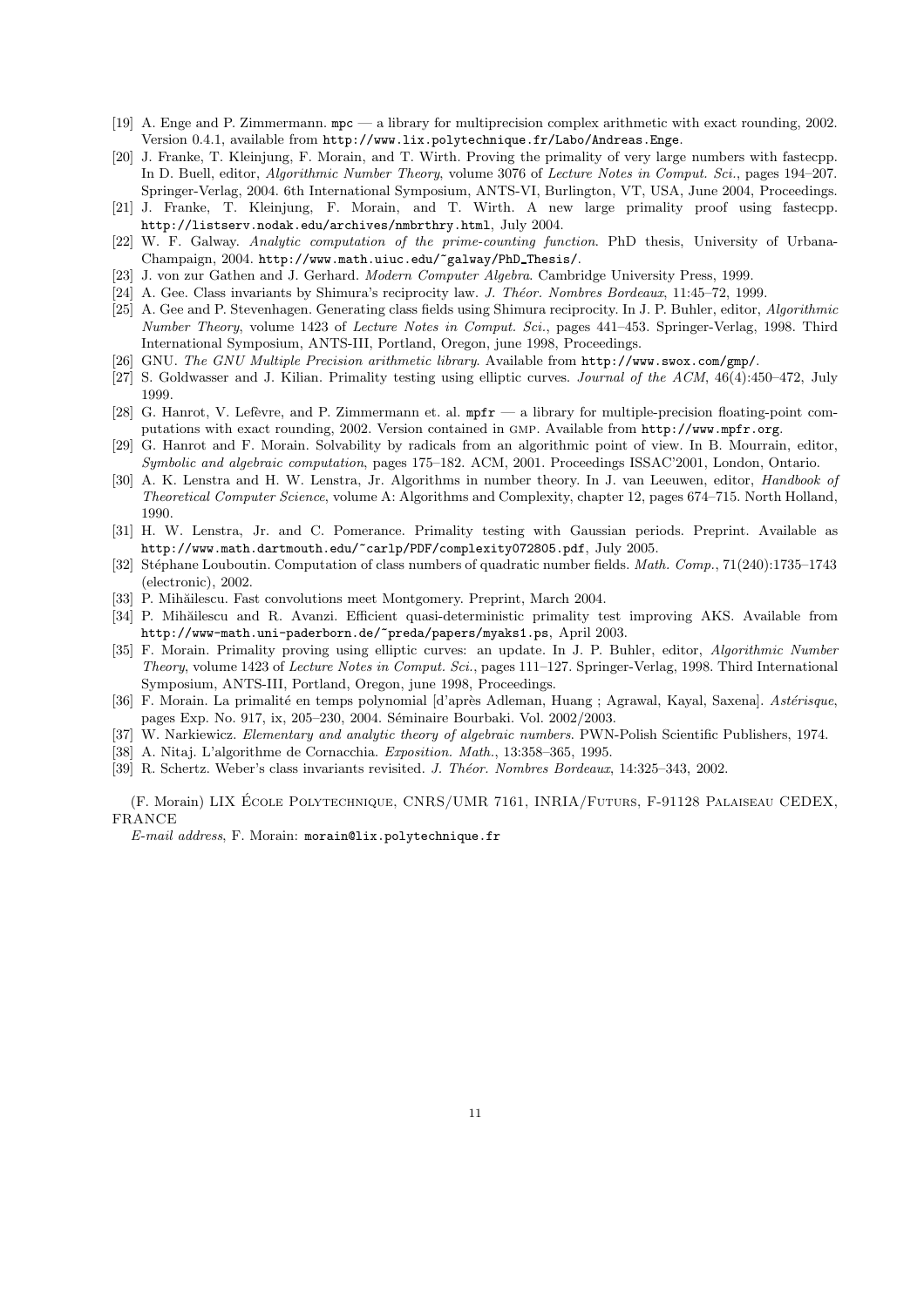[19] A. Enge and P. Zimmermann. mpc — a library for multiprecision complex arithmetic with exact rounding, 2002. Version 0.4.1, available from http://www.lix.polytechnique.fr/Labo/Andreas.Enge.

[20] J. Franke, T. Kleinjung, F. Morain, and T. Wirth. Proving the primality of very large numbers with fastecpp. In D. Buell, editor, *Algorithmic Number Theory*, volume 3076 of *Lecture Notes in Comput. Sci.*, pages 194–207. Springer-Verlag, 2004. 6th International Symposium, ANTS-VI, Burlington, VT, USA, June 2004, Proceedings.

[21] J. Franke, T. Kleinjung, F. Morain, and T. Wirth. A new large primality proof using fastecpp. http://listserv.nodak.edu/archives/nmbrthry.html, July 2004.

[22] W. F. Galway. *Analytic computation of the prime-counting function*. PhD thesis, University of Urbana-Champaign, 2004. http://www.math.uiuc.edu/~galway/PhD_Thesis/.

[23] J. von zur Gathen and J. Gerhard. *Modern Computer Algebra*. Cambridge University Press, 1999.

[24] A. Gee. Class invariants by Shimura's reciprocity law. *J. Théor. Nombres Bordeaux*, 11:45–72, 1999.

[25] A. Gee and P. Stevenhagen. Generating class fields using Shimura reciprocity. In J. P. Buhler, editor, *Algorithmic Number Theory*, volume 1423 of *Lecture Notes in Comput. Sci.*, pages 441–453. Springer-Verlag, 1998. Third International Symposium, ANTS-III, Portland, Oregon, june 1998, Proceedings.

[26] GNU. *The GNU Multiple Precision arithmetic library*. Available from http://www.swox.com/gmp/.

[27] S. Goldwasser and J. Kilian. Primality testing using elliptic curves. *Journal of the ACM*, 46(4):450–472, July 1999.

[28] G. Hanrot, V. Lefèvre, and P. Zimmermann et. al. mpfr — a library for multiple-precision floating-point computations with exact rounding, 2002. Version contained in GMP. Available from http://www.mpfr.org.

[29] G. Hanrot and F. Morain. Solvability by radicals from an algorithmic point of view. In B. Mourrain, editor, *Symbolic and algebraic computation*, pages 175–182. ACM, 2001. Proceedings ISSAC'2001, London, Ontario.

[30] A. K. Lenstra and H. W. Lenstra, Jr. Algorithms in number theory. In J. van Leeuwen, editor, *Handbook of Theoretical Computer Science*, volume A: Algorithms and Complexity, chapter 12, pages 674–715. North Holland, 1990.

[31] H. W. Lenstra, Jr. and C. Pomerance. Primality testing with Gaussian periods. Preprint. Available as http://www.math.dartmouth.edu/~carlp/PDF/complexity072805.pdf, July 2005.

[32] Stéphane Louboutin. Computation of class numbers of quadratic number fields. *Math. Comp.*, 71(240):1735–1743 (electronic), 2002.

[33] P. Mihăilescu. Fast convolutions meet Montgomery. Preprint, March 2004.

[34] P. Mihăilescu and R. Avanzi. Efficient quasi-deterministic primality test improving AKS. Available from http://www-math.uni-paderborn.de/~preda/papers/myaks1.ps, April 2003.

[35] F. Morain. Primality proving using elliptic curves: an update. In J. P. Buhler, editor, *Algorithmic Number Theory*, volume 1423 of *Lecture Notes in Comput. Sci.*, pages 111–127. Springer-Verlag, 1998. Third International Symposium, ANTS-III, Portland, Oregon, june 1998, Proceedings.

[36] F. Morain. La primalité en temps polynomial [d'après Adleman, Huang ; Agrawal, Kayal, Saxena]. *Astérisque*, pages Exp. No. 917, ix, 205–230, 2004. Séminaire Bourbaki. Vol. 2002/2003.

[37] W. Narkiewicz. *Elementary and analytic theory of algebraic numbers*. PWN-Polish Scientific Publishers, 1974.

[38] A. Nitaj. L'algorithme de Cornacchia. *Exposition. Math.*, 13:358–365, 1995.

[39] R. Schertz. Weber's class invariants revisited. *J. Théor. Nombres Bordeaux*, 14:325–343, 2002.

(F. Morain) LIX ÉCOLE POLYTECHNIQUE, CNRS/UMR 7161, INRIA/FUTURS, F-91128 PALAISEAU CEDEX, FRANCE

*E-mail address*, F. Morain: morain@lix.polytechnique.fr